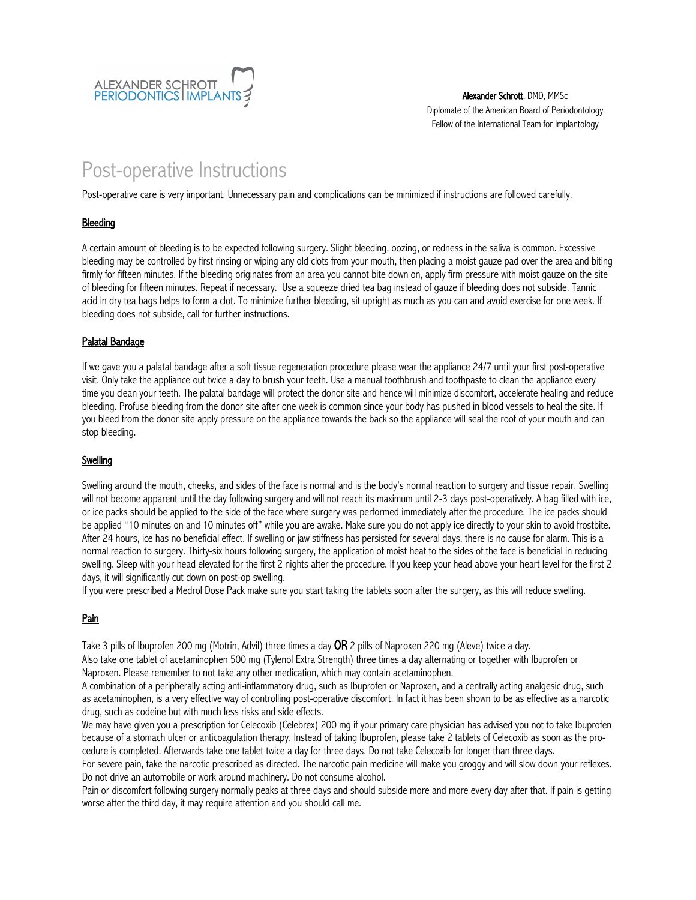ALEXANDER SCHROTT
PERIODONTICS | IMPLANTS

**Alexander Schrott**, DMD, MMSc
Diplomate of the American Board of Periodontology
Fellow of the International Team for Implantology

# Post-operative Instructions

Post-operative care is very important. Unnecessary pain and complications can be minimized if instructions are followed carefully.

## Bleeding

A certain amount of bleeding is to be expected following surgery. Slight bleeding, oozing, or redness in the saliva is common. Excessive bleeding may be controlled by first rinsing or wiping any old clots from your mouth, then placing a moist gauze pad over the area and biting firmly for fifteen minutes. If the bleeding originates from an area you cannot bite down on, apply firm pressure with moist gauze on the site of bleeding for fifteen minutes. Repeat if necessary. Use a squeeze dried tea bag instead of gauze if bleeding does not subside. Tannic acid in dry tea bags helps to form a clot. To minimize further bleeding, sit upright as much as you can and avoid exercise for one week. If bleeding does not subside, call for further instructions.

## Palatal Bandage

If we gave you a palatal bandage after a soft tissue regeneration procedure please wear the appliance 24/7 until your first post-operative visit. Only take the appliance out twice a day to brush your teeth. Use a manual toothbrush and toothpaste to clean the appliance every time you clean your teeth. The palatal bandage will protect the donor site and hence will minimize discomfort, accelerate healing and reduce bleeding. Profuse bleeding from the donor site after one week is common since your body has pushed in blood vessels to heal the site. If you bleed from the donor site apply pressure on the appliance towards the back so the appliance will seal the roof of your mouth and can stop bleeding.

## Swelling

Swelling around the mouth, cheeks, and sides of the face is normal and is the body's normal reaction to surgery and tissue repair. Swelling will not become apparent until the day following surgery and will not reach its maximum until 2-3 days post-operatively. A bag filled with ice, or ice packs should be applied to the side of the face where surgery was performed immediately after the procedure. The ice packs should be applied "10 minutes on and 10 minutes off" while you are awake. Make sure you do not apply ice directly to your skin to avoid frostbite. After 24 hours, ice has no beneficial effect. If swelling or jaw stiffness has persisted for several days, there is no cause for alarm. This is a normal reaction to surgery. Thirty-six hours following surgery, the application of moist heat to the sides of the face is beneficial in reducing swelling. Sleep with your head elevated for the first 2 nights after the procedure. If you keep your head above your heart level for the first 2 days, it will significantly cut down on post-op swelling.

If you were prescribed a Medrol Dose Pack make sure you start taking the tablets soon after the surgery, as this will reduce swelling.

## Pain

Take 3 pills of Ibuprofen 200 mg (Motrin, Advil) three times a day **OR** 2 pills of Naproxen 220 mg (Aleve) twice a day.

Also take one tablet of acetaminophen 500 mg (Tylenol Extra Strength) three times a day alternating or together with Ibuprofen or Naproxen. Please remember to not take any other medication, which may contain acetaminophen.

A combination of a peripherally acting anti-inflammatory drug, such as Ibuprofen or Naproxen, and a centrally acting analgesic drug, such as acetaminophen, is a very effective way of controlling post-operative discomfort. In fact it has been shown to be as effective as a narcotic drug, such as codeine but with much less risks and side effects.

We may have given you a prescription for Celecoxib (Celebrex) 200 mg if your primary care physician has advised you not to take Ibuprofen because of a stomach ulcer or anticoagulation therapy. Instead of taking Ibuprofen, please take 2 tablets of Celecoxib as soon as the procedure is completed. Afterwards take one tablet twice a day for three days. Do not take Celecoxib for longer than three days.

For severe pain, take the narcotic prescribed as directed. The narcotic pain medicine will make you groggy and will slow down your reflexes. Do not drive an automobile or work around machinery. Do not consume alcohol.

Pain or discomfort following surgery normally peaks at three days and should subside more and more every day after that. If pain is getting worse after the third day, it may require attention and you should call me.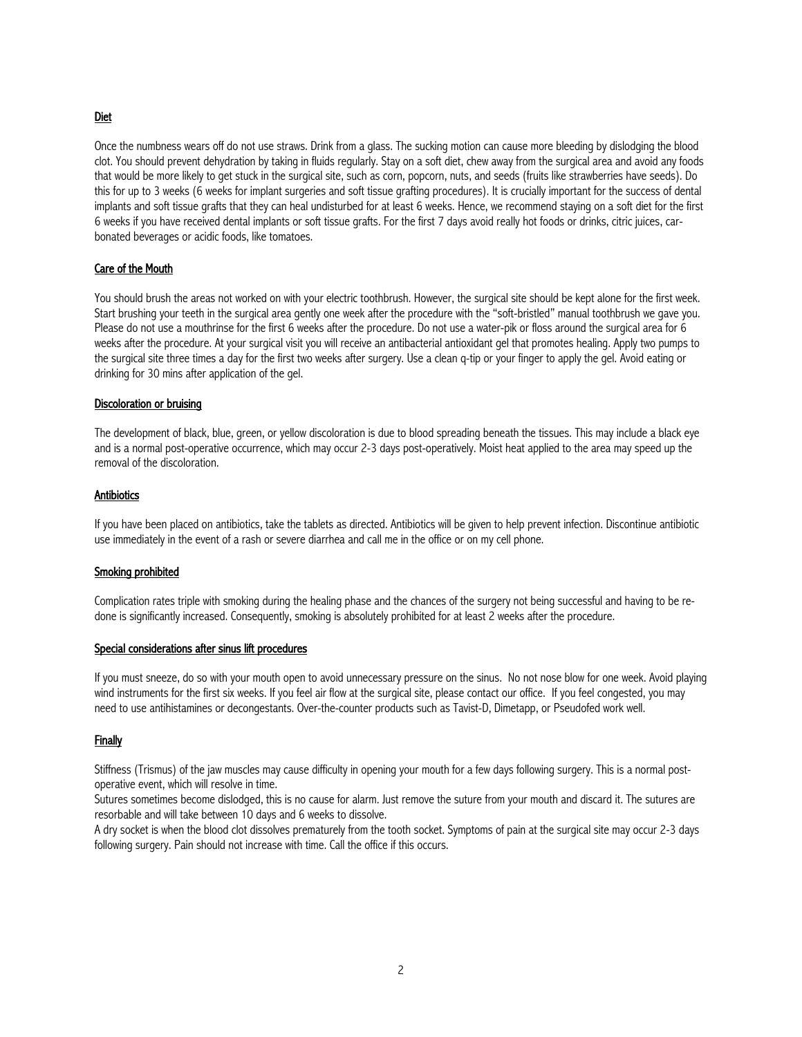## Diet

Once the numbness wears off do not use straws. Drink from a glass. The sucking motion can cause more bleeding by dislodging the blood clot. You should prevent dehydration by taking in fluids regularly. Stay on a soft diet, chew away from the surgical area and avoid any foods that would be more likely to get stuck in the surgical site, such as corn, popcorn, nuts, and seeds (fruits like strawberries have seeds). Do this for up to 3 weeks (6 weeks for implant surgeries and soft tissue grafting procedures). It is crucially important for the success of dental implants and soft tissue grafts that they can heal undisturbed for at least 6 weeks. Hence, we recommend staying on a soft diet for the first 6 weeks if you have received dental implants or soft tissue grafts. For the first 7 days avoid really hot foods or drinks, citric juices, carbonated beverages or acidic foods, like tomatoes.

## Care of the Mouth

You should brush the areas not worked on with your electric toothbrush. However, the surgical site should be kept alone for the first week. Start brushing your teeth in the surgical area gently one week after the procedure with the "soft-bristled" manual toothbrush we gave you. Please do not use a mouthrinse for the first 6 weeks after the procedure. Do not use a water-pik or floss around the surgical area for 6 weeks after the procedure. At your surgical visit you will receive an antibacterial antioxidant gel that promotes healing. Apply two pumps to the surgical site three times a day for the first two weeks after surgery. Use a clean q-tip or your finger to apply the gel. Avoid eating or drinking for 30 mins after application of the gel.

## Discoloration or bruising

The development of black, blue, green, or yellow discoloration is due to blood spreading beneath the tissues. This may include a black eye and is a normal post-operative occurrence, which may occur 2-3 days post-operatively. Moist heat applied to the area may speed up the removal of the discoloration.

## Antibiotics

If you have been placed on antibiotics, take the tablets as directed. Antibiotics will be given to help prevent infection. Discontinue antibiotic use immediately in the event of a rash or severe diarrhea and call me in the office or on my cell phone.

## Smoking prohibited

Complication rates triple with smoking during the healing phase and the chances of the surgery not being successful and having to be redone is significantly increased. Consequently, smoking is absolutely prohibited for at least 2 weeks after the procedure.

## Special considerations after sinus lift procedures

If you must sneeze, do so with your mouth open to avoid unnecessary pressure on the sinus. No not nose blow for one week. Avoid playing wind instruments for the first six weeks. If you feel air flow at the surgical site, please contact our office. If you feel congested, you may need to use antihistamines or decongestants. Over-the-counter products such as Tavist-D, Dimetapp, or Pseudofed work well.

## Finally

Stiffness (Trismus) of the jaw muscles may cause difficulty in opening your mouth for a few days following surgery. This is a normal post-operative event, which will resolve in time.

Sutures sometimes become dislodged, this is no cause for alarm. Just remove the suture from your mouth and discard it. The sutures are resorbable and will take between 10 days and 6 weeks to dissolve.

A dry socket is when the blood clot dissolves prematurely from the tooth socket. Symptoms of pain at the surgical site may occur 2-3 days following surgery. Pain should not increase with time. Call the office if this occurs.